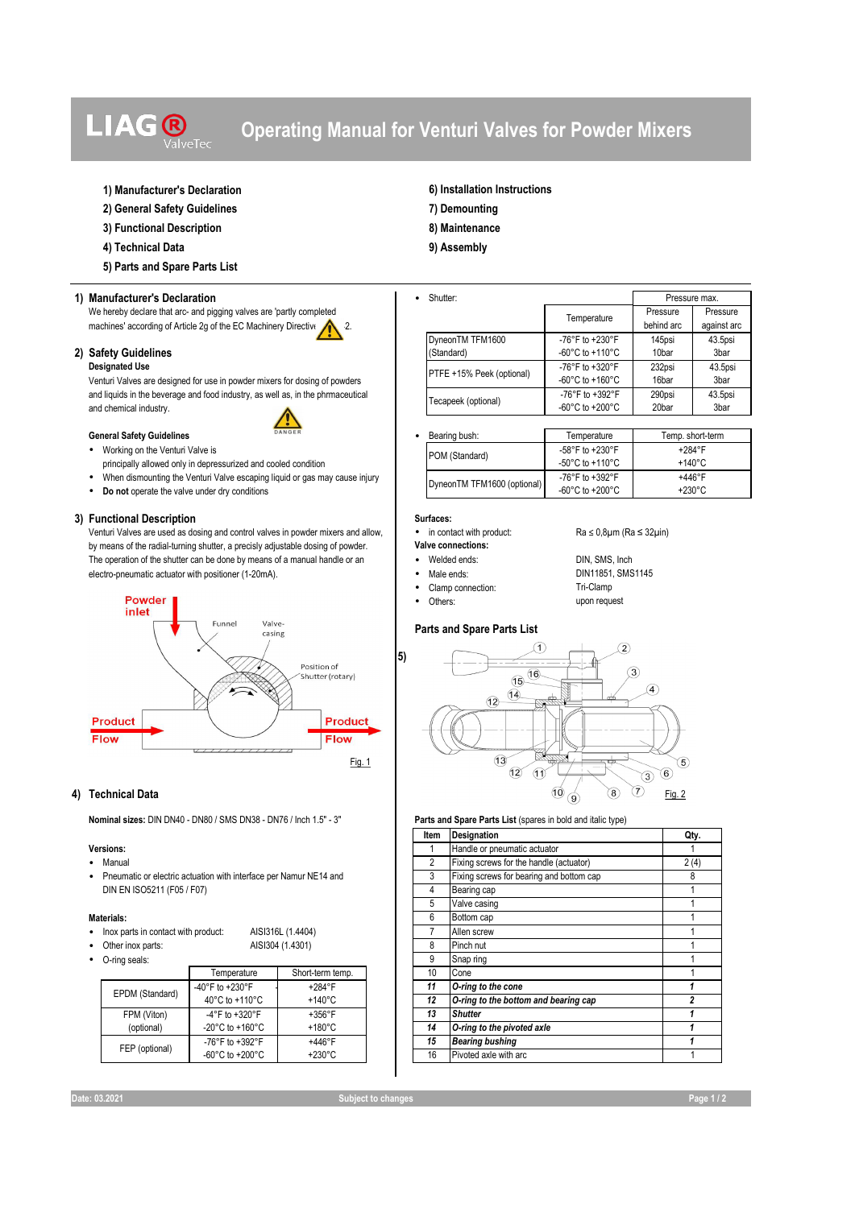# LIAG® ValveTec — Operating Manual for Venturi Valves for Powder Mixers

1) Manufacturer's Declaration
2) General Safety Guidelines
3) Functional Description
4) Technical Data
5) Parts and Spare Parts List
6) Installation Instructions
7) Demounting
8) Maintenance
9) Assembly

## 1) Manufacturer's Declaration

We hereby declare that arc- and pigging valves are 'partly completed machines' according of Article 2g of the EC Machinery Directive 2.

## 2) Safety Guidelines

**Designated Use**

Venturi Valves are designed for use in powder mixers for dosing of powders and liquids in the beverage and food industry, as well as, in the phrmaceutical and chemical industry.

**General Safety Guidelines**

DANGER

- Working on the Venturi Valve is principally allowed only in depressurized and cooled condition
- When dismounting the Venturi Valve escaping liquid or gas may cause injury
- **Do not** operate the valve under dry conditions

## 3) Functional Description

Venturi Valves are used as dosing and control valves in powder mixers and allow, by means of the radial-turning shutter, a precisly adjustable dosing of powder. The operation of the shutter can be done by means of a manual handle or an electro-pneumatic actuator with positioner (1-20mA).

Powder inlet, Funnel, Valve-casing, Position of Shutter (rotary), Product Flow, Product Flow

Fig. 1

## 4) Technical Data

**Nominal sizes:** DIN DN40 - DN80 / SMS DN38 - DN76 / Inch 1.5" - 3"

**Versions:**

- Manual
- Pneumatic or electric actuation with interface per Namur NE14 and DIN EN ISO5211 (F05 / F07)

**Materials:**

- Inox parts in contact with product: AISI316L (1.4404)
- Other inox parts: AISI304 (1.4301)
- O-ring seals:

| | Temperature | Short-term temp. |
|---|---|---|
| EPDM (Standard) | -40°F to +230°F<br>40°C to +110°C | +284°F<br>+140°C |
| FPM (Viton) (optional) | -4°F to +320°F<br>-20°C to +160°C | +356°F<br>+180°C |
| FEP (optional) | -76°F to +392°F<br>-60°C to +200°C | +446°F<br>+230°C |

- Shutter:

| | Temperature | Pressure max. behind arc | Pressure max. against arc |
|---|---|---|---|
| DyneonTM TFM1600 (Standard) | -76°F to +230°F<br>-60°C to +110°C | 145psi<br>10bar | 43.5psi<br>3bar |
| PTFE +15% Peek (optional) | -76°F to +320°F<br>-60°C to +160°C | 232psi<br>16bar | 43.5psi<br>3bar |
| Tecapeek (optional) | -76°F to +392°F<br>-60°C to +200°C | 290psi<br>20bar | 43.5psi<br>3bar |

- Bearing bush:

| | Temperature | Temp. short-term |
|---|---|---|
| POM (Standard) | -58°F to +230°F<br>-50°C to +110°C | +284°F<br>+140°C |
| DyneonTM TFM1600 (optional) | -76°F to +392°F<br>-60°C to +200°C | +446°F<br>+230°C |

**Surfaces:**

- in contact with product: Ra ≤ 0,8µm (Ra ≤ 32µin)

**Valve connections:**

- Welded ends: DIN, SMS, Inch
- Male ends: DIN11851, SMS1145
- Clamp connection: Tri-Clamp
- Others: upon request

## 5) Parts and Spare Parts List

Fig. 2

**Parts and Spare Parts List** (spares in bold and italic type)

| Item | Designation | Qty. |
|---|---|---|
| 1 | Handle or pneumatic actuator | 1 |
| 2 | Fixing screws for the handle (actuator) | 2 (4) |
| 3 | Fixing screws for bearing and bottom cap | 8 |
| 4 | Bearing cap | 1 |
| 5 | Valve casing | 1 |
| 6 | Bottom cap | 1 |
| 7 | Allen screw | 1 |
| 8 | Pinch nut | 1 |
| 9 | Snap ring | 1 |
| 10 | Cone | 1 |
| ***11*** | ***O-ring to the cone*** | ***1*** |
| ***12*** | ***O-ring to the bottom and bearing cap*** | ***2*** |
| ***13*** | ***Shutter*** | ***1*** |
| ***14*** | ***O-ring to the pivoted axle*** | ***1*** |
| ***15*** | ***Bearing bushing*** | ***1*** |
| 16 | Pivoted axle with arc | 1 |

Date: 03.2021 — Subject to changes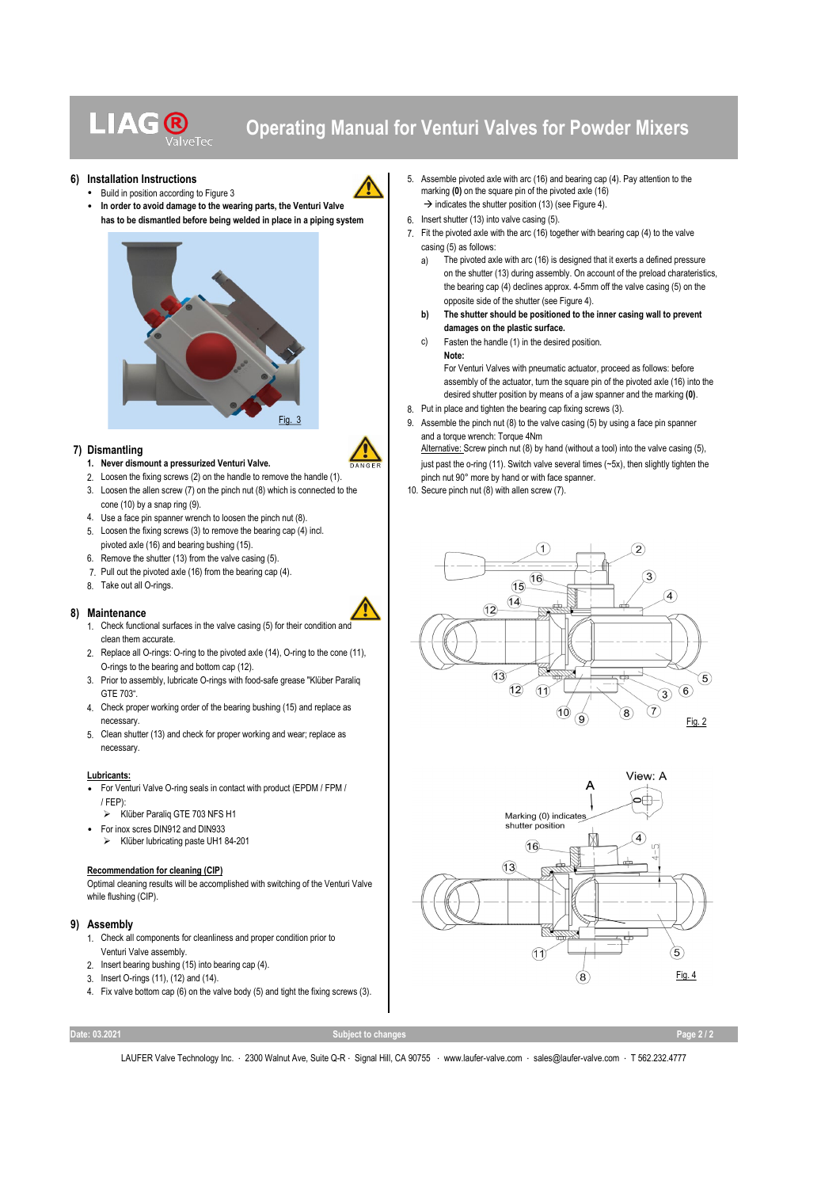## 6) Installation Instructions

- Build in position according to Figure 3
- **In order to avoid damage to the wearing parts, the Venturi Valve has to be dismantled before being welded in place in a piping system**

Fig. 3

## 7) Dismantling

1. **Never dismount a pressurized Venturi Valve.**
2. Loosen the fixing screws (2) on the handle to remove the handle (1).
3. Loosen the allen screw (7) on the pinch nut (8) which is connected to the cone (10) by a snap ring (9).
4. Use a face pin spanner wrench to loosen the pinch nut (8).
5. Loosen the fixing screws (3) to remove the bearing cap (4) incl. pivoted axle (16) and bearing bushing (15).
6. Remove the shutter (13) from the valve casing (5).
7. Pull out the pivoted axle (16) from the bearing cap (4).
8. Take out all O-rings.

## 8) Maintenance

1. Check functional surfaces in the valve casing (5) for their condition and clean them accurate.
2. Replace all O-rings: O-ring to the pivoted axle (14), O-ring to the cone (11), O-rings to the bearing and bottom cap (12).
3. Prior to assembly, lubricate O-rings with food-safe grease "Klüber Paraliq GTE 703".
4. Check proper working order of the bearing bushing (15) and replace as necessary.
5. Clean shutter (13) and check for proper working and wear; replace as necessary.

**Lubricants:**

- For Venturi Valve O-ring seals in contact with product (EPDM / FPM / / FEP):
  - Klüber Paraliq GTE 703 NFS H1
- For inox scres DIN912 and DIN933
  - Klüber lubricating paste UH1 84-201

**Recommendation for cleaning (CIP)**

Optimal cleaning results will be accomplished with switching of the Venturi Valve while flushing (CIP).

## 9) Assembly

1. Check all components for cleanliness and proper condition prior to Venturi Valve assembly.
2. Insert bearing bushing (15) into bearing cap (4).
3. Insert O-rings (11), (12) and (14).
4. Fix valve bottom cap (6) on the valve body (5) and tight the fixing screws (3).
5. Assemble pivoted axle with arc (16) and bearing cap (4). Pay attention to the marking **(0)** on the square pin of the pivoted axle (16) → indicates the shutter position (13) (see Figure 4).
6. Insert shutter (13) into valve casing (5).
7. Fit the pivoted axle with the arc (16) together with bearing cap (4) to the valve casing (5) as follows:
   a) The pivoted axle with arc (16) is designed that it exerts a defined pressure on the shutter (13) during assembly. On account of the preload charateristics, the bearing cap (4) declines approx. 4-5mm off the valve casing (5) on the opposite side of the shutter (see Figure 4).
   **b) The shutter should be positioned to the inner casing wall to prevent damages on the plastic surface.**
   c) Fasten the handle (1) in the desired position.
   **Note:**
   For Venturi Valves with pneumatic actuator, proceed as follows: before assembly of the actuator, turn the square pin of the pivoted axle (16) into the desired shutter position by means of a jaw spanner and the marking **(0)**.
8. Put in place and tighten the bearing cap fixing screws (3).
9. Assemble the pinch nut (8) to the valve casing (5) by using a face pin spanner and a torque wrench: Torque 4Nm
   Alternative: Screw pinch nut (8) by hand (without a tool) into the valve casing (5), just past the o-ring (11). Switch valve several times (~5x), then slightly tighten the pinch nut 90° more by hand or with face spanner.
10. Secure pinch nut (8) with allen screw (7).

1 2 16 3 15 14 4 12 5 13 6 3 12 11 7 10 8 9

Fig. 2

View: A

A

Marking (0) indicates shutter position

4 16 4-5 13 11 5 8

Fig. 4

LAUFER Valve Technology Inc. · 2300 Walnut Ave, Suite Q-R · Signal Hill, CA 90755 · www.laufer-valve.com · sales@laufer-valve.com · T 562.232.4777